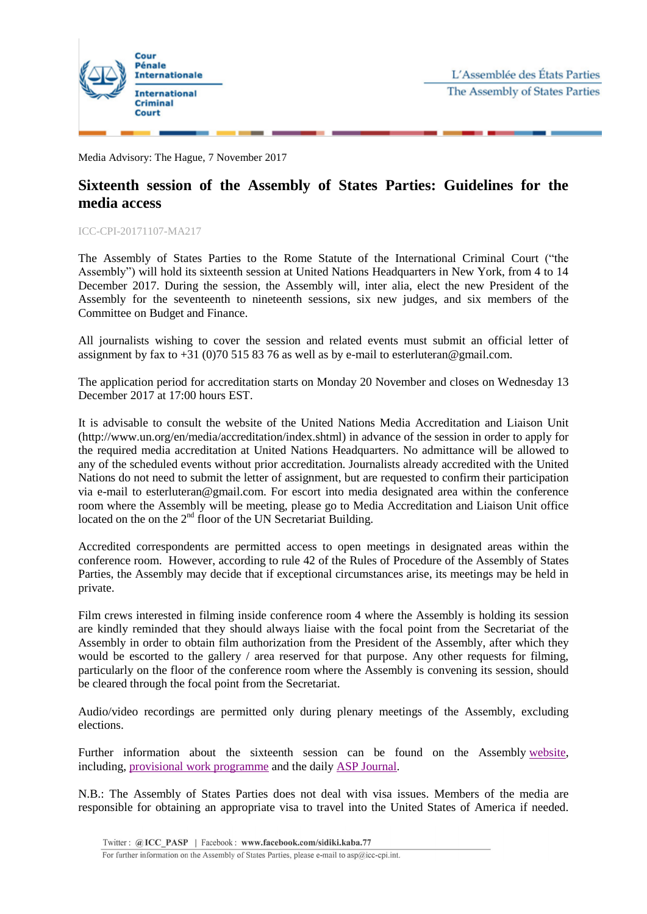Cour
Pénale
Internationale

International
Criminal
Court

L'Assemblée des États Parties
The Assembly of States Parties

Media Advisory: The Hague, 7 November 2017

# Sixteenth session of the Assembly of States Parties: Guidelines for the media access

ICC-CPI-20171107-MA217

The Assembly of States Parties to the Rome Statute of the International Criminal Court ("the Assembly") will hold its sixteenth session at United Nations Headquarters in New York, from 4 to 14 December 2017. During the session, the Assembly will, inter alia, elect the new President of the Assembly for the seventeenth to nineteenth sessions, six new judges, and six members of the Committee on Budget and Finance.

All journalists wishing to cover the session and related events must submit an official letter of assignment by fax to +31 (0)70 515 83 76 as well as by e-mail to esterluteran@gmail.com.

The application period for accreditation starts on Monday 20 November and closes on Wednesday 13 December 2017 at 17:00 hours EST.

It is advisable to consult the website of the United Nations Media Accreditation and Liaison Unit (http://www.un.org/en/media/accreditation/index.shtml) in advance of the session in order to apply for the required media accreditation at United Nations Headquarters. No admittance will be allowed to any of the scheduled events without prior accreditation. Journalists already accredited with the United Nations do not need to submit the letter of assignment, but are requested to confirm their participation via e-mail to esterluteran@gmail.com. For escort into media designated area within the conference room where the Assembly will be meeting, please go to Media Accreditation and Liaison Unit office located on the on the 2nd floor of the UN Secretariat Building.

Accredited correspondents are permitted access to open meetings in designated areas within the conference room. However, according to rule 42 of the Rules of Procedure of the Assembly of States Parties, the Assembly may decide that if exceptional circumstances arise, its meetings may be held in private.

Film crews interested in filming inside conference room 4 where the Assembly is holding its session are kindly reminded that they should always liaise with the focal point from the Secretariat of the Assembly in order to obtain film authorization from the President of the Assembly, after which they would be escorted to the gallery / area reserved for that purpose. Any other requests for filming, particularly on the floor of the conference room where the Assembly is convening its session, should be cleared through the focal point from the Secretariat.

Audio/video recordings are permitted only during plenary meetings of the Assembly, excluding elections.

Further information about the sixteenth session can be found on the Assembly website, including, provisional work programme and the daily ASP Journal.

N.B.: The Assembly of States Parties does not deal with visa issues. Members of the media are responsible for obtaining an appropriate visa to travel into the United States of America if needed.

Twitter : @ICC_PASP | Facebook : www.facebook.com/sidiki.kaba.77

For further information on the Assembly of States Parties, please e-mail to asp@icc-cpi.int.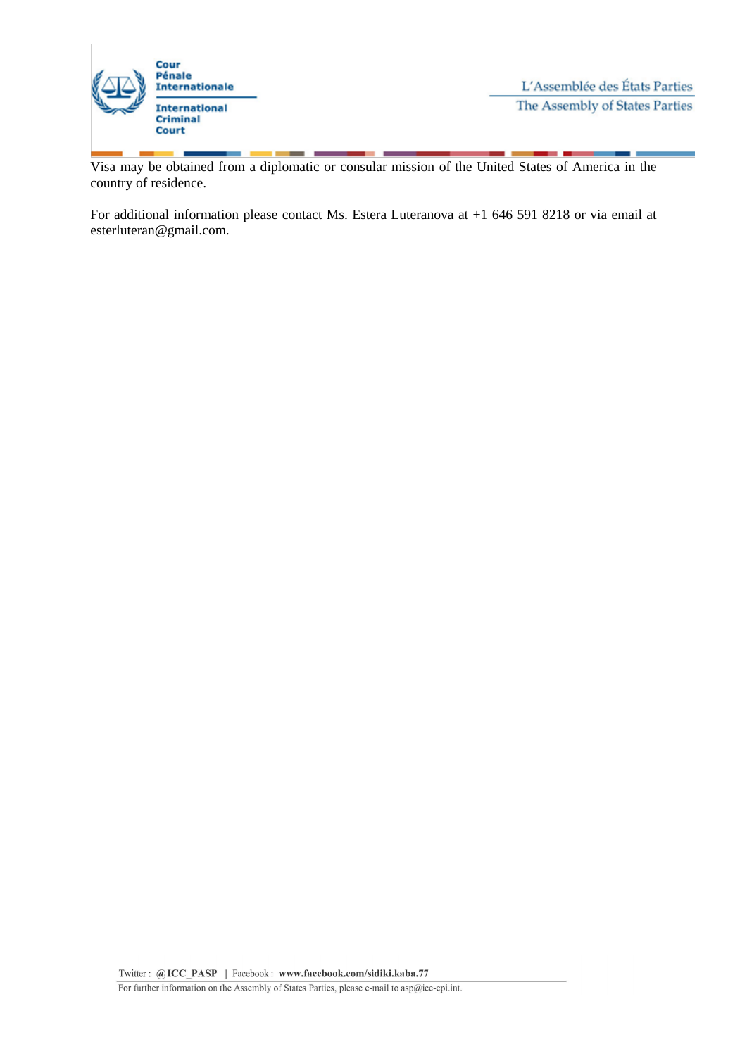Visa may be obtained from a diplomatic or consular mission of the United States of America in the country of residence.

For additional information please contact Ms. Estera Luteranova at +1 646 591 8218 or via email at esterluteran@gmail.com.